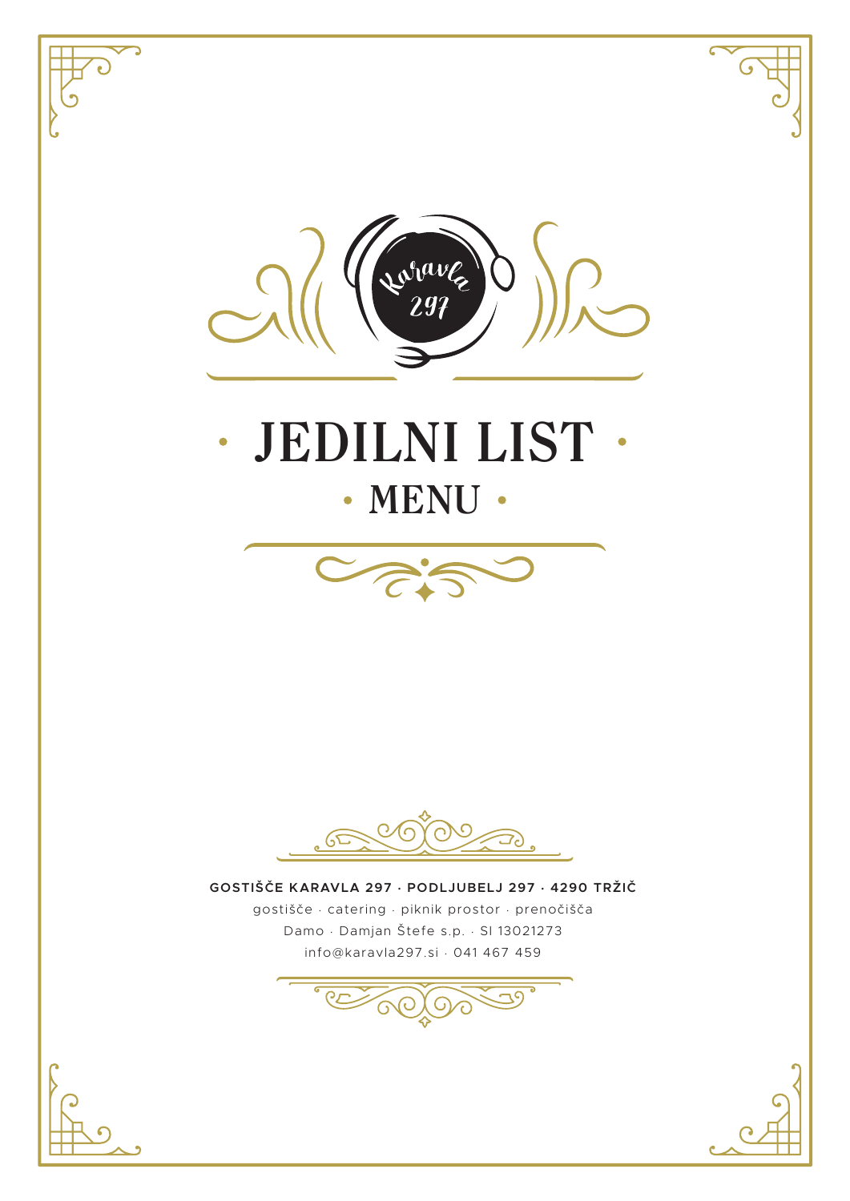Karavla 297

# JEDILNI LIST

## MENU

**GOSTIŠČE KARAVLA 297 · PODLJUBELJ 297 · 4290 TRŽIČ**

gostišče · catering · piknik prostor · prenočišča

Damo · Damjan Štefe s.p. · SI 13021273

info@karavla297.si · 041 467 459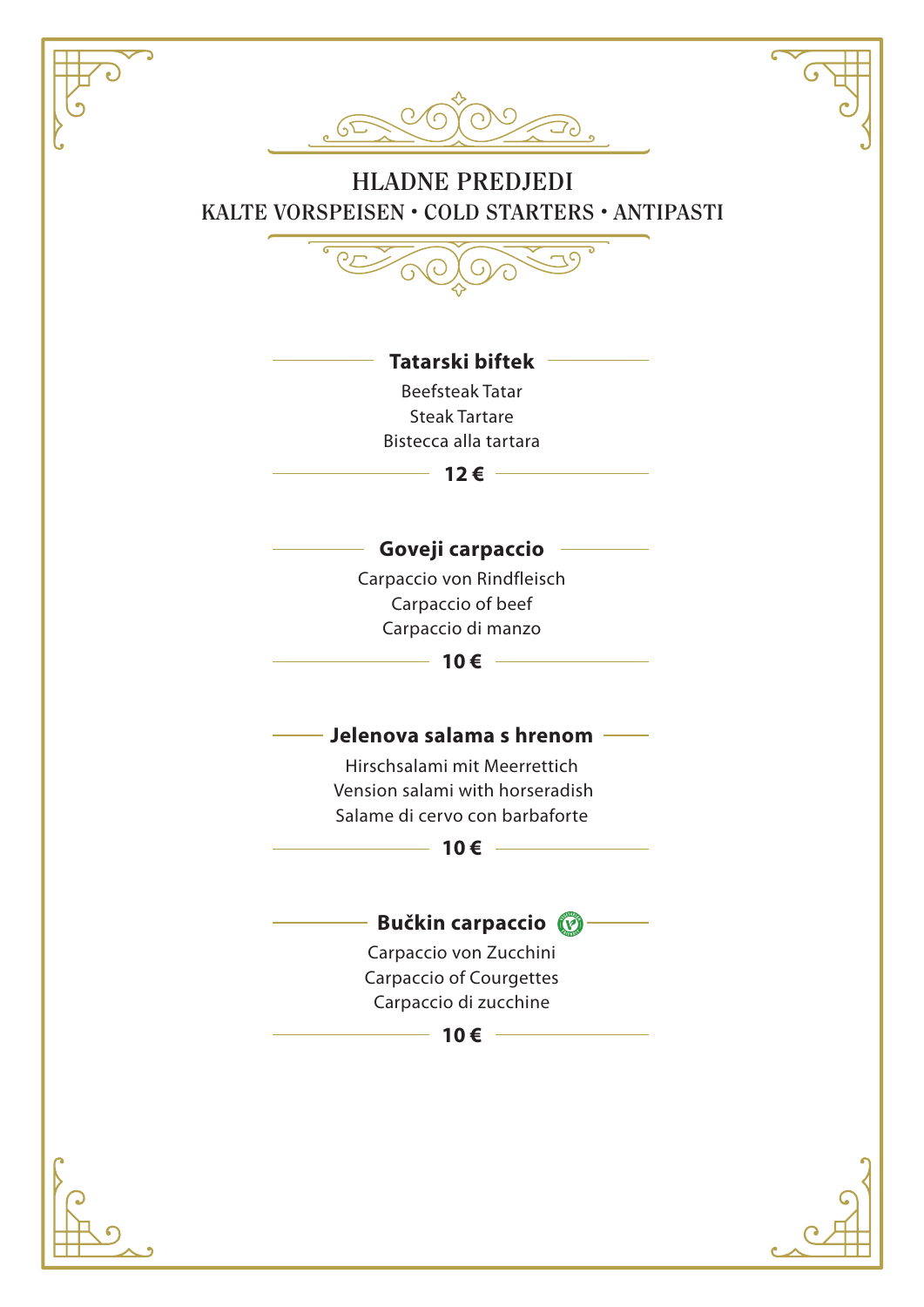# HLADNE PREDJEDI

## KALTE VORSPEISEN • COLD STARTERS • ANTIPASTI

### Tatarski biftek

Beefsteak Tatar
Steak Tartare
Bistecca alla tartara

**12 €**

### Goveji carpaccio

Carpaccio von Rindfleisch
Carpaccio of beef
Carpaccio di manzo

**10 €**

### Jelenova salama s hrenom

Hirschsalami mit Meerrettich
Vension salami with horseradish
Salame di cervo con barbaforte

**10 €**

### Bučkin carpaccio

Carpaccio von Zucchini
Carpaccio of Courgettes
Carpaccio di zucchine

**10 €**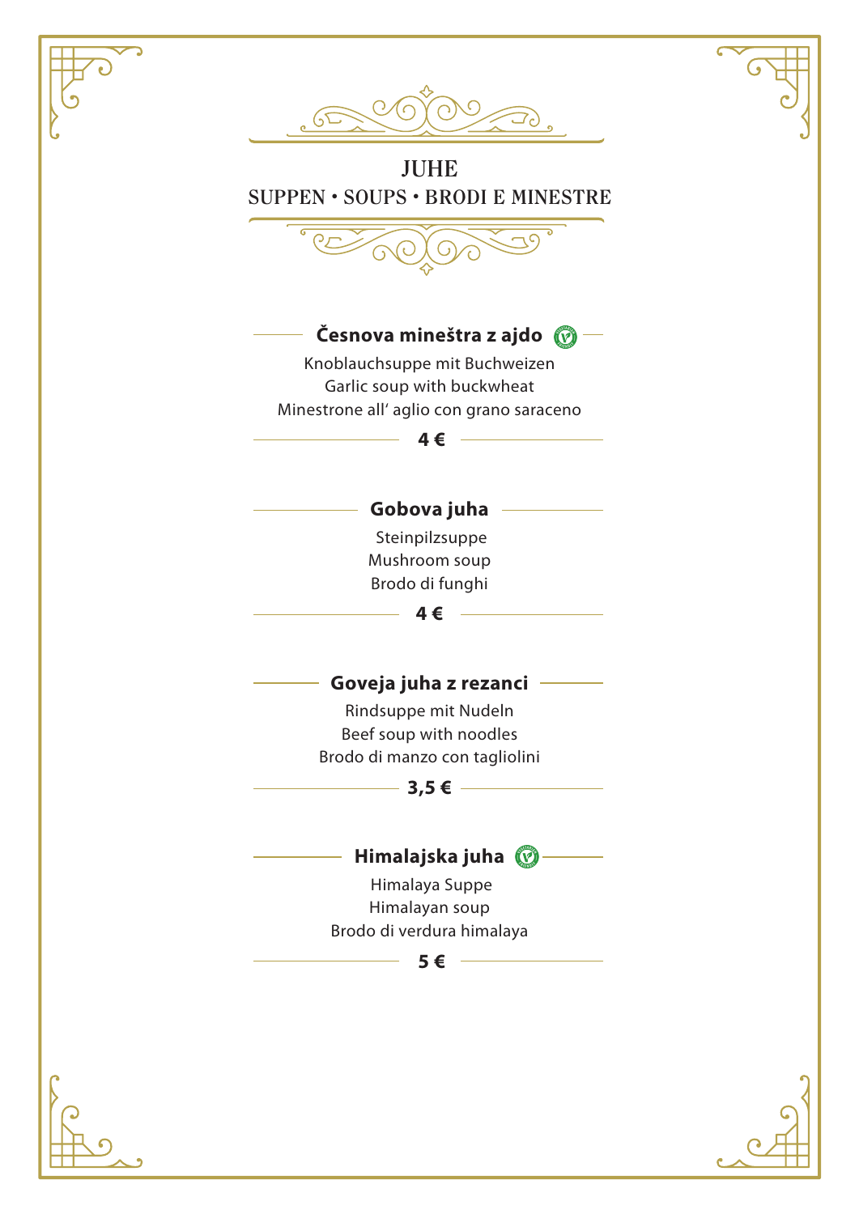# JUHE

## SUPPEN • SOUPS • BRODI E MINESTRE

### Česnova mineštra z ajdo

Knoblauchsuppe mit Buchweizen
Garlic soup with buckwheat
Minestrone all' aglio con grano saraceno

**4 €**

### Gobova juha

Steinpilzsuppe
Mushroom soup
Brodo di funghi

**4 €**

### Goveja juha z rezanci

Rindsuppe mit Nudeln
Beef soup with noodles
Brodo di manzo con tagliolini

**3,5 €**

### Himalajska juha

Himalaya Suppe
Himalayan soup
Brodo di verdura himalaya

**5 €**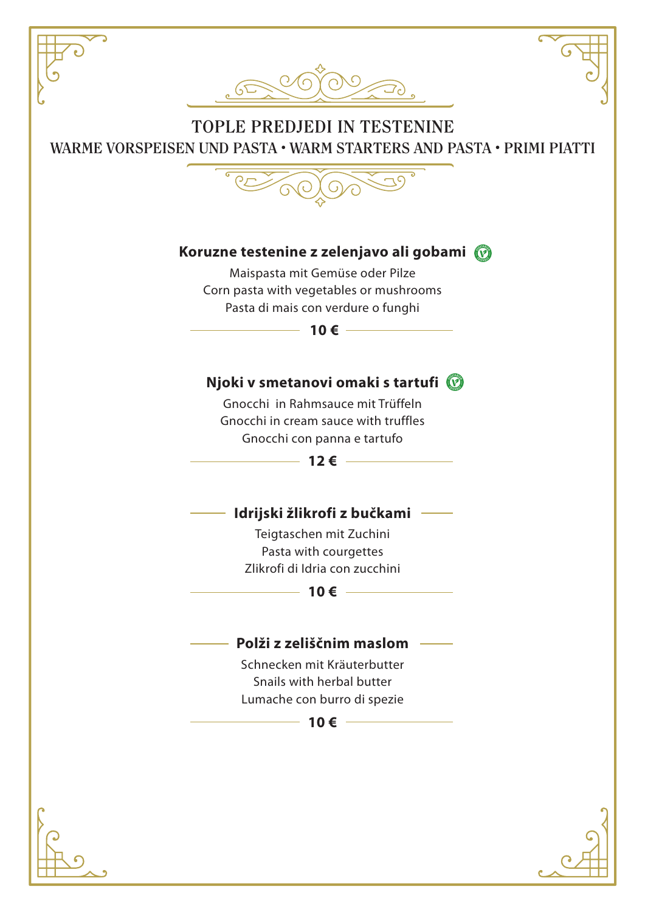# TOPLE PREDJEDI IN TESTENINE

## WARME VORSPEISEN UND PASTA • WARM STARTERS AND PASTA • PRIMI PIATTI

**Koruzne testenine z zelenjavo ali gobami**

Maispasta mit Gemüse oder Pilze
Corn pasta with vegetables or mushrooms
Pasta di mais con verdure o funghi

**10 €**

**Njoki v smetanovi omaki s tartufi**

Gnocchi in Rahmsauce mit Trüffeln
Gnocchi in cream sauce with truffles
Gnocchi con panna e tartufo

**12 €**

**Idrijski žlikrofi z bučkami**

Teigtaschen mit Zuchini
Pasta with courgettes
Zlikrofi di Idria con zucchini

**10 €**

**Polži z zeliščnim maslom**

Schnecken mit Kräuterbutter
Snails with herbal butter
Lumache con burro di spezie

**10 €**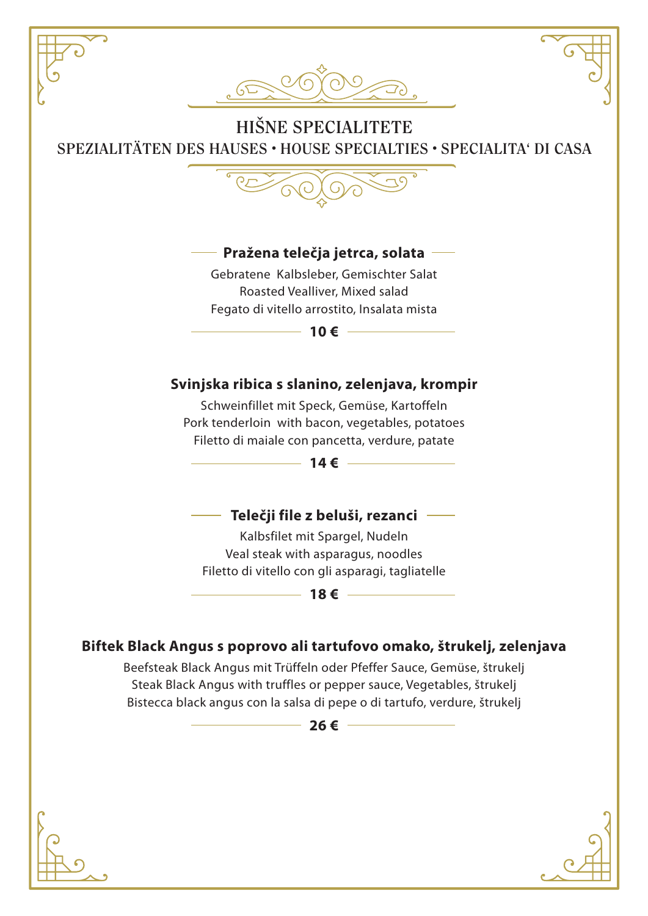# HIŠNE SPECIALITETE

## SPEZIALITÄTEN DES HAUSES • HOUSE SPECIALTIES • SPECIALITA' DI CASA

**Pražena telečja jetrca, solata**

Gebratene Kalbsleber, Gemischter Salat
Roasted Vealliver, Mixed salad
Fegato di vitello arrostito, Insalata mista

**10 €**

**Svinjska ribica s slanino, zelenjava, krompir**

Schweinfillet mit Speck, Gemüse, Kartoffeln
Pork tenderloin with bacon, vegetables, potatoes
Filetto di maiale con pancetta, verdure, patate

**14 €**

**Telečji file z beluši, rezanci**

Kalbsfilet mit Spargel, Nudeln
Veal steak with asparagus, noodles
Filetto di vitello con gli asparagi, tagliatelle

**18 €**

**Biftek Black Angus s poprovo ali tartufovo omako, štrukelj, zelenjava**

Beefsteak Black Angus mit Trüffeln oder Pfeffer Sauce, Gemüse, štrukelj
Steak Black Angus with truffles or pepper sauce, Vegetables, štrukelj
Bistecca black angus con la salsa di pepe o di tartufo, verdure, štrukelj

**26 €**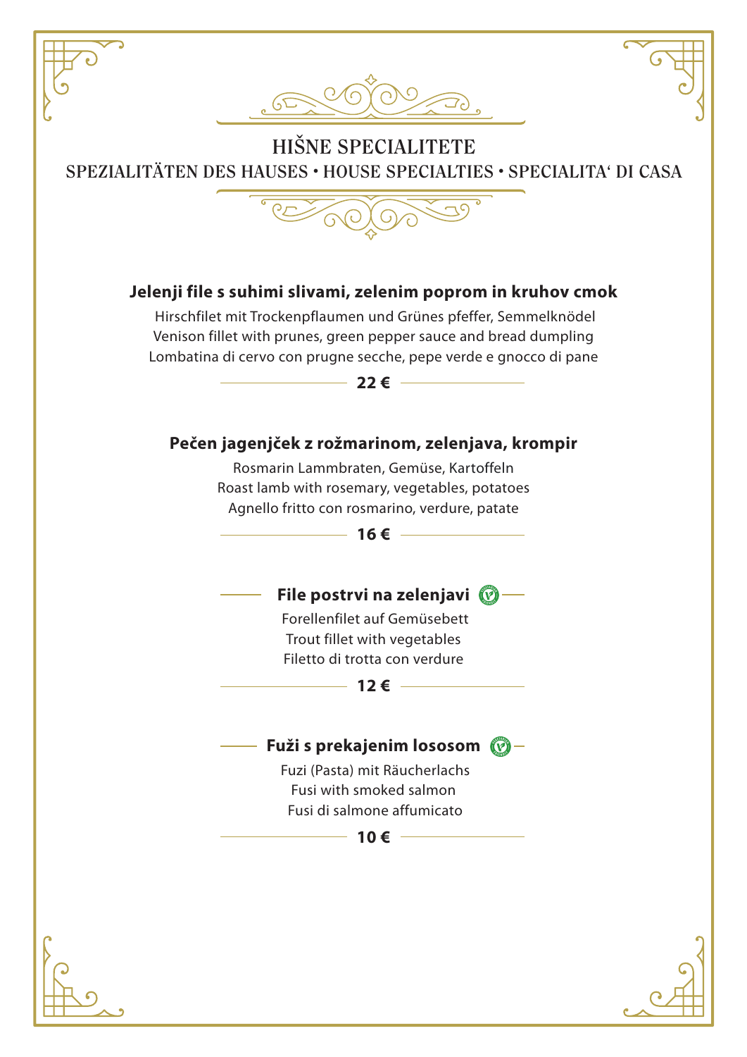# HIŠNE SPECIALITETE

## SPEZIALITÄTEN DES HAUSES • HOUSE SPECIALTIES • SPECIALITA' DI CASA

**Jelenji file s suhimi slivami, zelenim poprom in kruhov cmok**

Hirschfilet mit Trockenpflaumen und Grünes pfeffer, Semmelknödel
Venison fillet with prunes, green pepper sauce and bread dumpling
Lombatina di cervo con prugne secche, pepe verde e gnocco di pane

**22 €**

**Pečen jagenjček z rožmarinom, zelenjava, krompir**

Rosmarin Lammbraten, Gemüse, Kartoffeln
Roast lamb with rosemary, vegetables, potatoes
Agnello fritto con rosmarino, verdure, patate

**16 €**

**File postrvi na zelenjavi**

Forellenfilet auf Gemüsebett
Trout fillet with vegetables
Filetto di trotta con verdure

**12 €**

**Fuži s prekajenim lososom**

Fuzi (Pasta) mit Räucherlachs
Fusi with smoked salmon
Fusi di salmone affumicato

**10 €**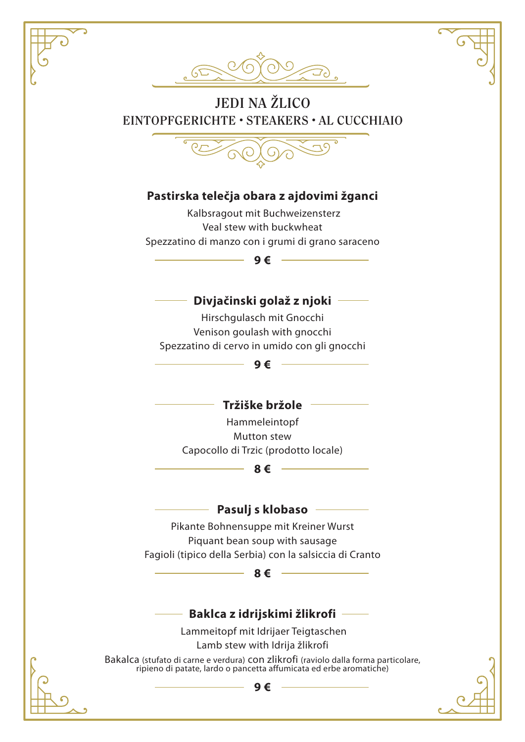# JEDI NA ŽLICO

## EINTOPFGERICHTE • STEAKERS • AL CUCCHIAIO

### Pastirska telečja obara z ajdovimi žganci

Kalbsragout mit Buchweizensterz
Veal stew with buckwheat
Spezzatino di manzo con i grumi di grano saraceno

**9 €**

### Divjačinski golaž z njoki

Hirschgulasch mit Gnocchi
Venison goulash with gnocchi
Spezzatino di cervo in umido con gli gnocchi

**9 €**

### Tržiške bržole

Hammeleintopf
Mutton stew
Capocollo di Trzic (prodotto locale)

**8 €**

### Pasulj s klobaso

Pikante Bohnensuppe mit Kreiner Wurst
Piquant bean soup with sausage
Fagioli (tipico della Serbia) con la salsiccia di Cranto

**8 €**

### Baklca z idrijskimi žlikrofi

Lammeitopf mit Idrijaer Teigtaschen
Lamb stew with Idrija žlikrofi
Bakalca (stufato di carne e verdura) con zlikrofi (raviolo dalla forma particolare, ripieno di patate, lardo o pancetta affumicata ed erbe aromatiche)

**9 €**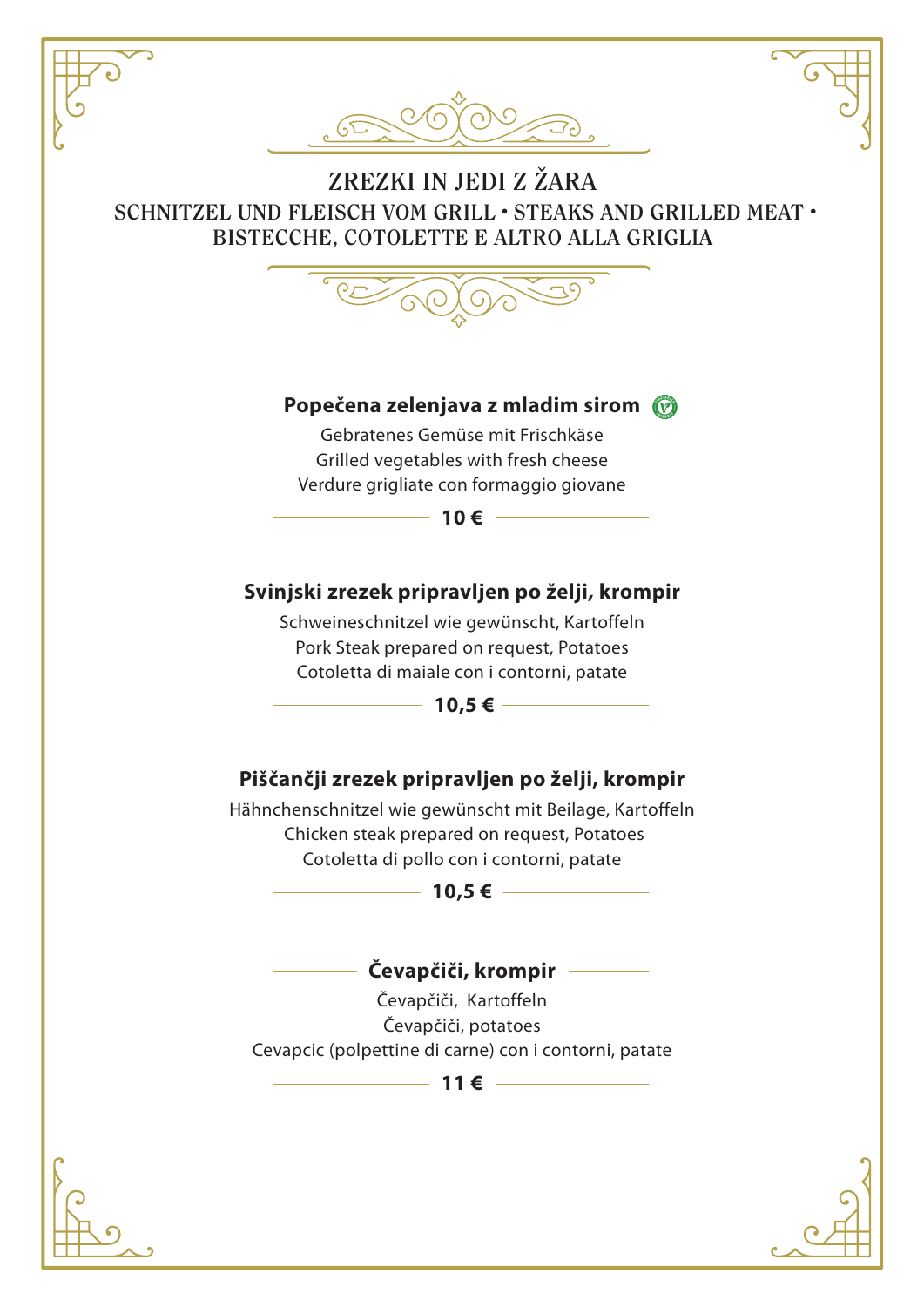# ZREZKI IN JEDI Z ŽARA

## SCHNITZEL UND FLEISCH VOM GRILL • STEAKS AND GRILLED MEAT • BISTECCHE, COTOLETTE E ALTRO ALLA GRIGLIA

**Popečena zelenjava z mladim sirom**

Gebratenes Gemüse mit Frischkäse
Grilled vegetables with fresh cheese
Verdure grigliate con formaggio giovane

**10 €**

**Svinjski zrezek pripravljen po želji, krompir**

Schweineschnitzel wie gewünscht, Kartoffeln
Pork Steak prepared on request, Potatoes
Cotoletta di maiale con i contorni, patate

**10,5 €**

**Piščančji zrezek pripravljen po želji, krompir**

Hähnchenschnitzel wie gewünscht mit Beilage, Kartoffeln
Chicken steak prepared on request, Potatoes
Cotoletta di pollo con i contorni, patate

**10,5 €**

**Čevapčiči, krompir**

Čevapčiči, Kartoffeln
Čevapčiči, potatoes
Cevapcic (polpettine di carne) con i contorni, patate

**11 €**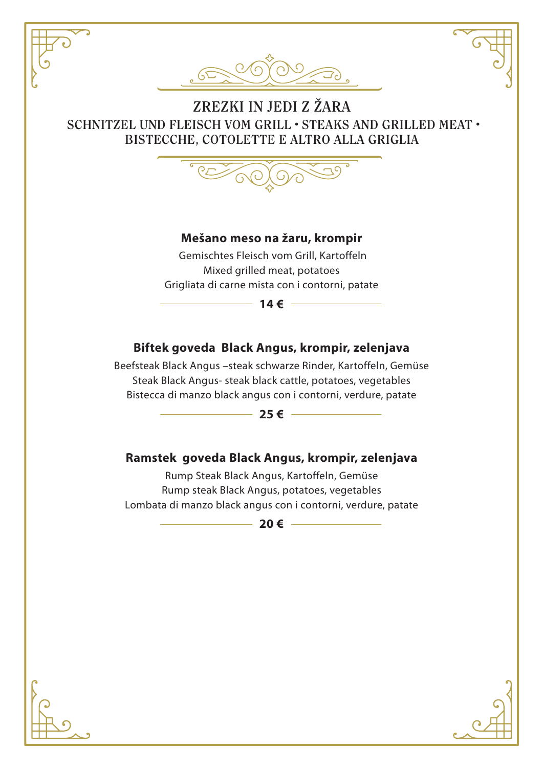# ZREZKI IN JEDI Z ŽARA

## SCHNITZEL UND FLEISCH VOM GRILL • STEAKS AND GRILLED MEAT • BISTECCHE, COTOLETTE E ALTRO ALLA GRIGLIA

**Mešano meso na žaru, krompir**

Gemischtes Fleisch vom Grill, Kartoffeln
Mixed grilled meat, potatoes
Grigliata di carne mista con i contorni, patate

**14 €**

**Biftek goveda Black Angus, krompir, zelenjava**

Beefsteak Black Angus –steak schwarze Rinder, Kartoffeln, Gemüse
Steak Black Angus- steak black cattle, potatoes, vegetables
Bistecca di manzo black angus con i contorni, verdure, patate

**25 €**

**Ramstek goveda Black Angus, krompir, zelenjava**

Rump Steak Black Angus, Kartoffeln, Gemüse
Rump steak Black Angus, potatoes, vegetables
Lombata di manzo black angus con i contorni, verdure, patate

**20 €**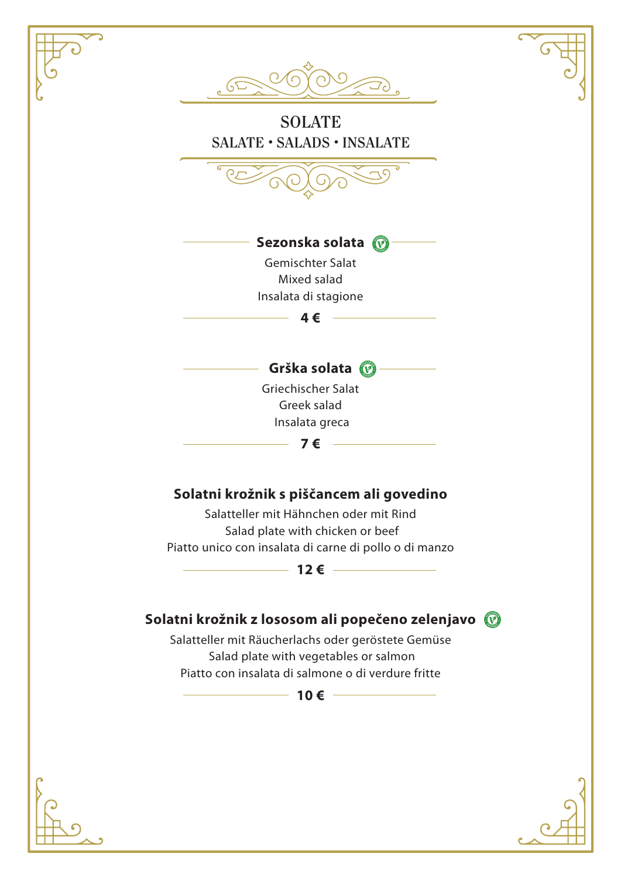# SOLATE

## SALATE • SALADS • INSALATE

### Sezonska solata

Gemischter Salat
Mixed salad
Insalata di stagione

**4 €**

### Grška solata

Griechischer Salat
Greek salad
Insalata greca

**7 €**

### Solatni krožnik s piščancem ali govedino

Salatteller mit Hähnchen oder mit Rind
Salad plate with chicken or beef
Piatto unico con insalata di carne di pollo o di manzo

**12 €**

### Solatni krožnik z lososom ali popečeno zelenjavo

Salatteller mit Räucherlachs oder geröstete Gemüse
Salad plate with vegetables or salmon
Piatto con insalata di salmone o di verdure fritte

**10 €**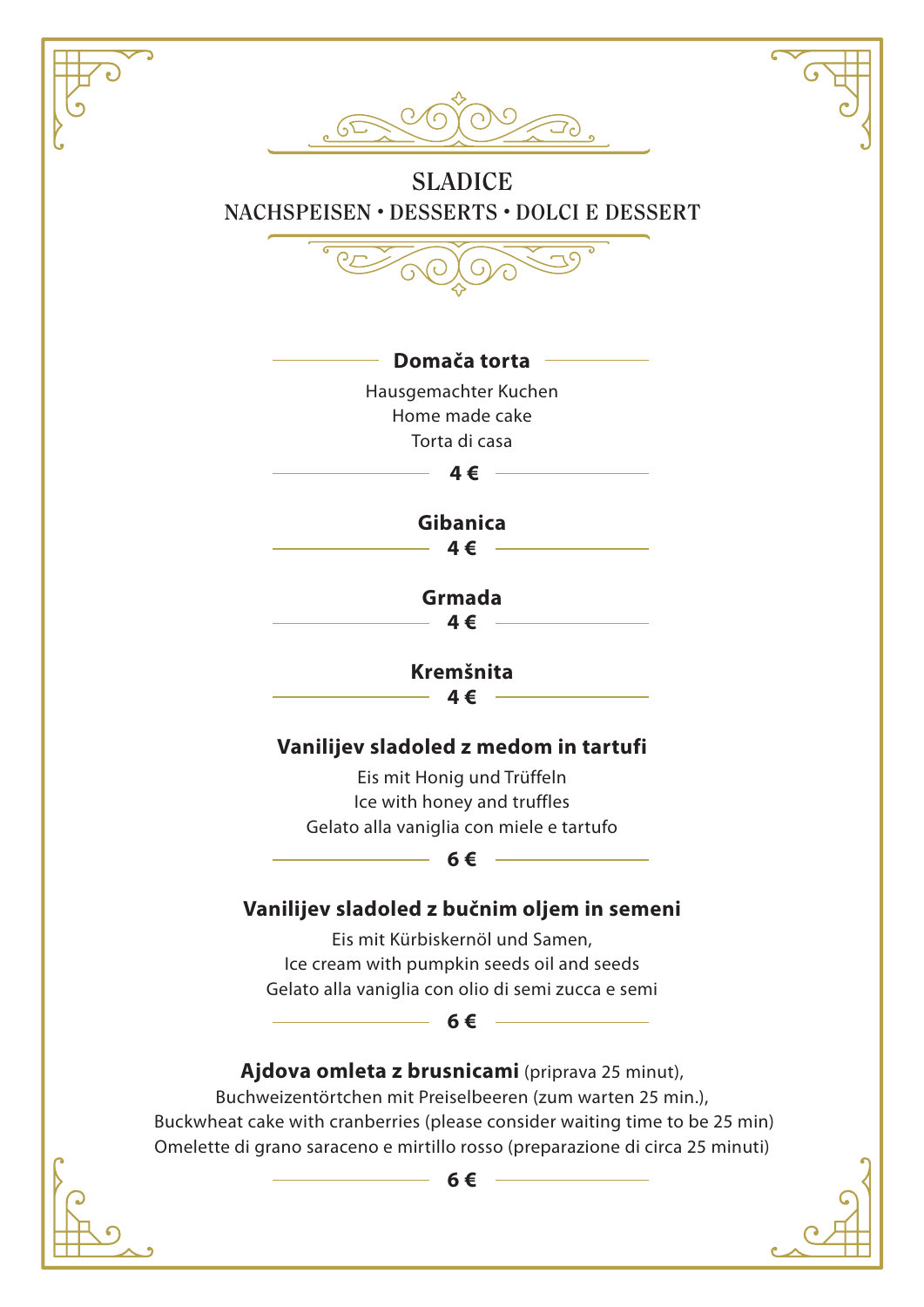# SLADICE

## NACHSPEISEN • DESSERTS • DOLCI E DESSERT

**Domača torta**

Hausgemachter Kuchen
Home made cake
Torta di casa

**4 €**

**Gibanica**

**4 €**

**Grmada**

**4 €**

**Kremšnita**

**4 €**

**Vanilijev sladoled z medom in tartufi**

Eis mit Honig und Trüffeln
Ice with honey and truffles
Gelato alla vaniglia con miele e tartufo

**6 €**

**Vanilijev sladoled z bučnim oljem in semeni**

Eis mit Kürbiskernöl und Samen,
Ice cream with pumpkin seeds oil and seeds
Gelato alla vaniglia con olio di semi zucca e semi

**6 €**

**Ajdova omleta z brusnicami** (priprava 25 minut),
Buchweizentörtchen mit Preiselbeeren (zum warten 25 min.),
Buckwheat cake with cranberries (please consider waiting time to be 25 min)
Omelette di grano saraceno e mirtillo rosso (preparazione di circa 25 minuti)

**6 €**